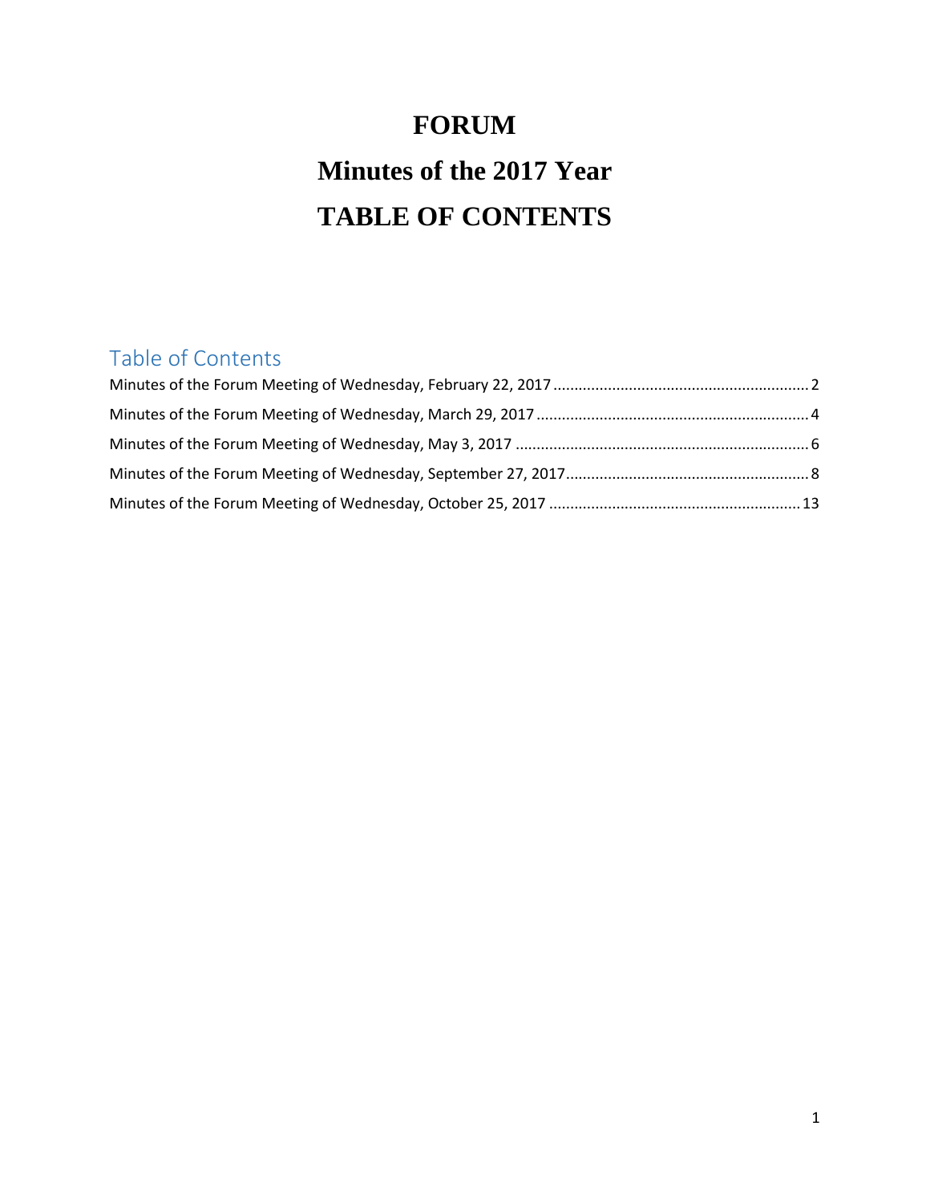# FORUM

# Minutes of the 2017 Year

# TABLE OF CONTENTS

## Table of Contents

Minutes of the Forum Meeting of Wednesday, February 22, 2017 ........................................................... 2

Minutes of the Forum Meeting of Wednesday, March 29, 2017 ............................................................... 4

Minutes of the Forum Meeting of Wednesday, May 3, 2017 .................................................................... 6

Minutes of the Forum Meeting of Wednesday, September 27, 2017........................................................ 8

Minutes of the Forum Meeting of Wednesday, October 25, 2017 .......................................................... 13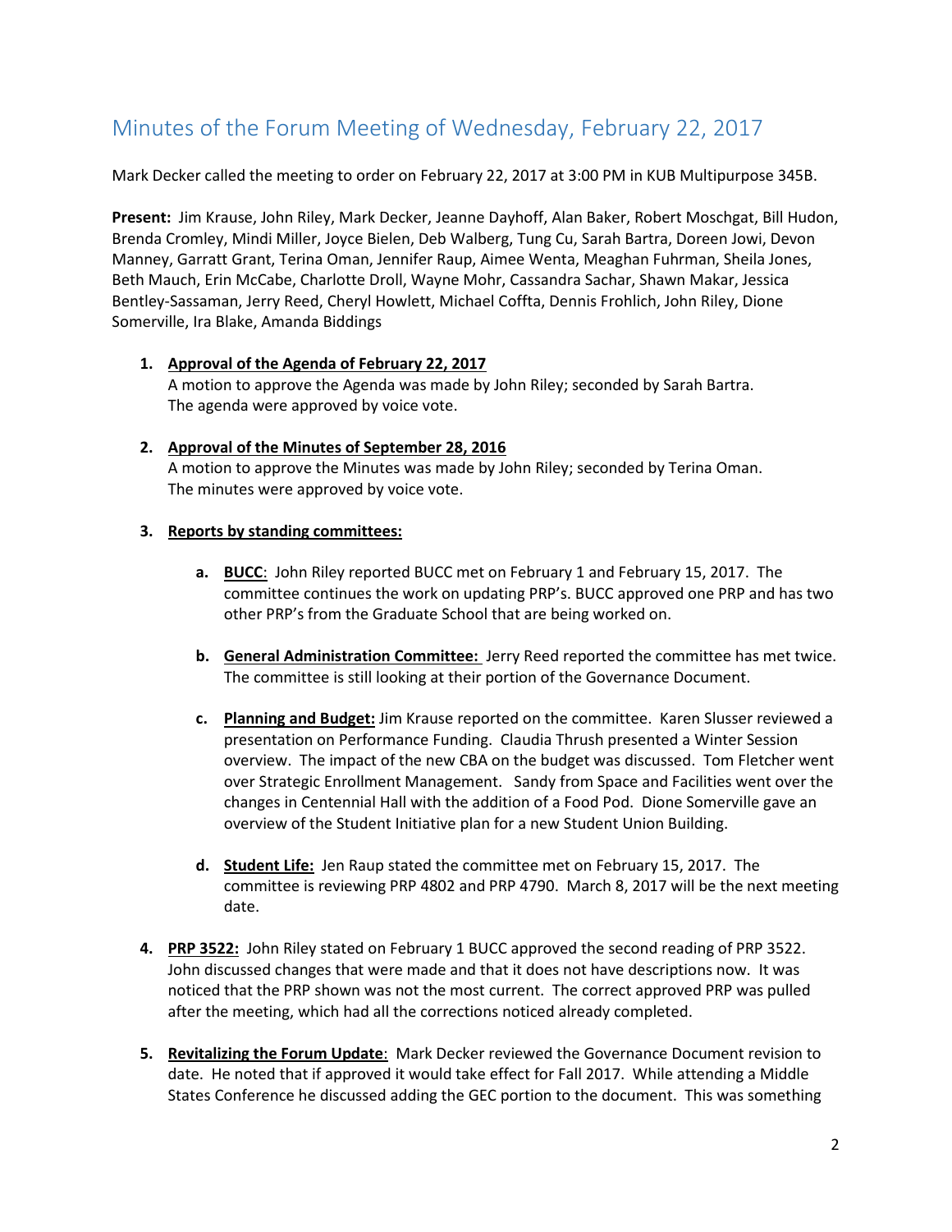## Minutes of the Forum Meeting of Wednesday, February 22, 2017

Mark Decker called the meeting to order on February 22, 2017 at 3:00 PM in KUB Multipurpose 345B.

**Present:** Jim Krause, John Riley, Mark Decker, Jeanne Dayhoff, Alan Baker, Robert Moschgat, Bill Hudon, Brenda Cromley, Mindi Miller, Joyce Bielen, Deb Walberg, Tung Cu, Sarah Bartra, Doreen Jowi, Devon Manney, Garratt Grant, Terina Oman, Jennifer Raup, Aimee Wenta, Meaghan Fuhrman, Sheila Jones, Beth Mauch, Erin McCabe, Charlotte Droll, Wayne Mohr, Cassandra Sachar, Shawn Makar, Jessica Bentley-Sassaman, Jerry Reed, Cheryl Howlett, Michael Coffta, Dennis Frohlich, John Riley, Dione Somerville, Ira Blake, Amanda Biddings

1. **Approval of the Agenda of February 22, 2017**
   A motion to approve the Agenda was made by John Riley; seconded by Sarah Bartra.
   The agenda were approved by voice vote.

2. **Approval of the Minutes of September 28, 2016**
   A motion to approve the Minutes was made by John Riley; seconded by Terina Oman.
   The minutes were approved by voice vote.

3. **Reports by standing committees:**

   a. **BUCC**: John Riley reported BUCC met on February 1 and February 15, 2017. The committee continues the work on updating PRP's. BUCC approved one PRP and has two other PRP's from the Graduate School that are being worked on.

   b. **General Administration Committee:** Jerry Reed reported the committee has met twice. The committee is still looking at their portion of the Governance Document.

   c. **Planning and Budget:** Jim Krause reported on the committee. Karen Slusser reviewed a presentation on Performance Funding. Claudia Thrush presented a Winter Session overview. The impact of the new CBA on the budget was discussed. Tom Fletcher went over Strategic Enrollment Management. Sandy from Space and Facilities went over the changes in Centennial Hall with the addition of a Food Pod. Dione Somerville gave an overview of the Student Initiative plan for a new Student Union Building.

   d. **Student Life:** Jen Raup stated the committee met on February 15, 2017. The committee is reviewing PRP 4802 and PRP 4790. March 8, 2017 will be the next meeting date.

4. **PRP 3522:** John Riley stated on February 1 BUCC approved the second reading of PRP 3522. John discussed changes that were made and that it does not have descriptions now. It was noticed that the PRP shown was not the most current. The correct approved PRP was pulled after the meeting, which had all the corrections noticed already completed.

5. **Revitalizing the Forum Update**: Mark Decker reviewed the Governance Document revision to date. He noted that if approved it would take effect for Fall 2017. While attending a Middle States Conference he discussed adding the GEC portion to the document. This was something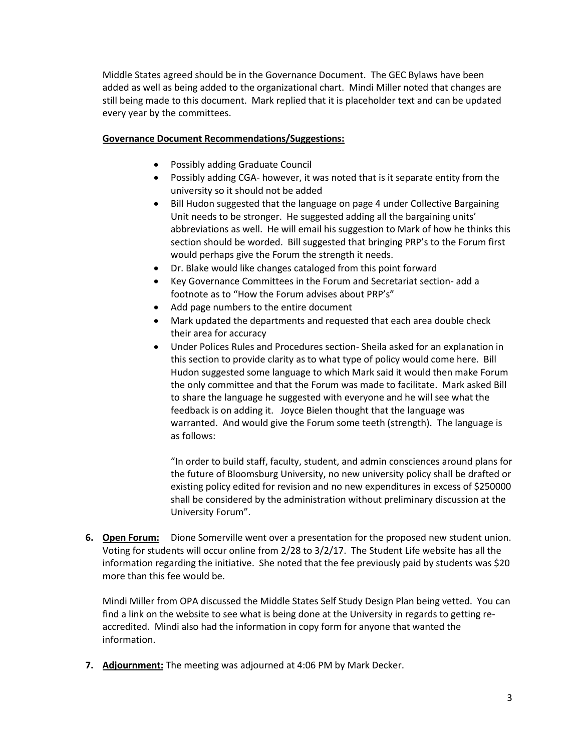Middle States agreed should be in the Governance Document. The GEC Bylaws have been added as well as being added to the organizational chart. Mindi Miller noted that changes are still being made to this document. Mark replied that it is placeholder text and can be updated every year by the committees.

**Governance Document Recommendations/Suggestions:**

- Possibly adding Graduate Council
- Possibly adding CGA- however, it was noted that is it separate entity from the university so it should not be added
- Bill Hudon suggested that the language on page 4 under Collective Bargaining Unit needs to be stronger. He suggested adding all the bargaining units' abbreviations as well. He will email his suggestion to Mark of how he thinks this section should be worded. Bill suggested that bringing PRP's to the Forum first would perhaps give the Forum the strength it needs.
- Dr. Blake would like changes cataloged from this point forward
- Key Governance Committees in the Forum and Secretariat section- add a footnote as to "How the Forum advises about PRP's"
- Add page numbers to the entire document
- Mark updated the departments and requested that each area double check their area for accuracy
- Under Polices Rules and Procedures section- Sheila asked for an explanation in this section to provide clarity as to what type of policy would come here. Bill Hudon suggested some language to which Mark said it would then make Forum the only committee and that the Forum was made to facilitate. Mark asked Bill to share the language he suggested with everyone and he will see what the feedback is on adding it. Joyce Bielen thought that the language was warranted. And would give the Forum some teeth (strength). The language is as follows:

  "In order to build staff, faculty, student, and admin consciences around plans for the future of Bloomsburg University, no new university policy shall be drafted or existing policy edited for revision and no new expenditures in excess of $250000 shall be considered by the administration without preliminary discussion at the University Forum".

**6. Open Forum:** Dione Somerville went over a presentation for the proposed new student union. Voting for students will occur online from 2/28 to 3/2/17. The Student Life website has all the information regarding the initiative. She noted that the fee previously paid by students was $20 more than this fee would be.

Mindi Miller from OPA discussed the Middle States Self Study Design Plan being vetted. You can find a link on the website to see what is being done at the University in regards to getting re-accredited. Mindi also had the information in copy form for anyone that wanted the information.

**7. Adjournment:** The meeting was adjourned at 4:06 PM by Mark Decker.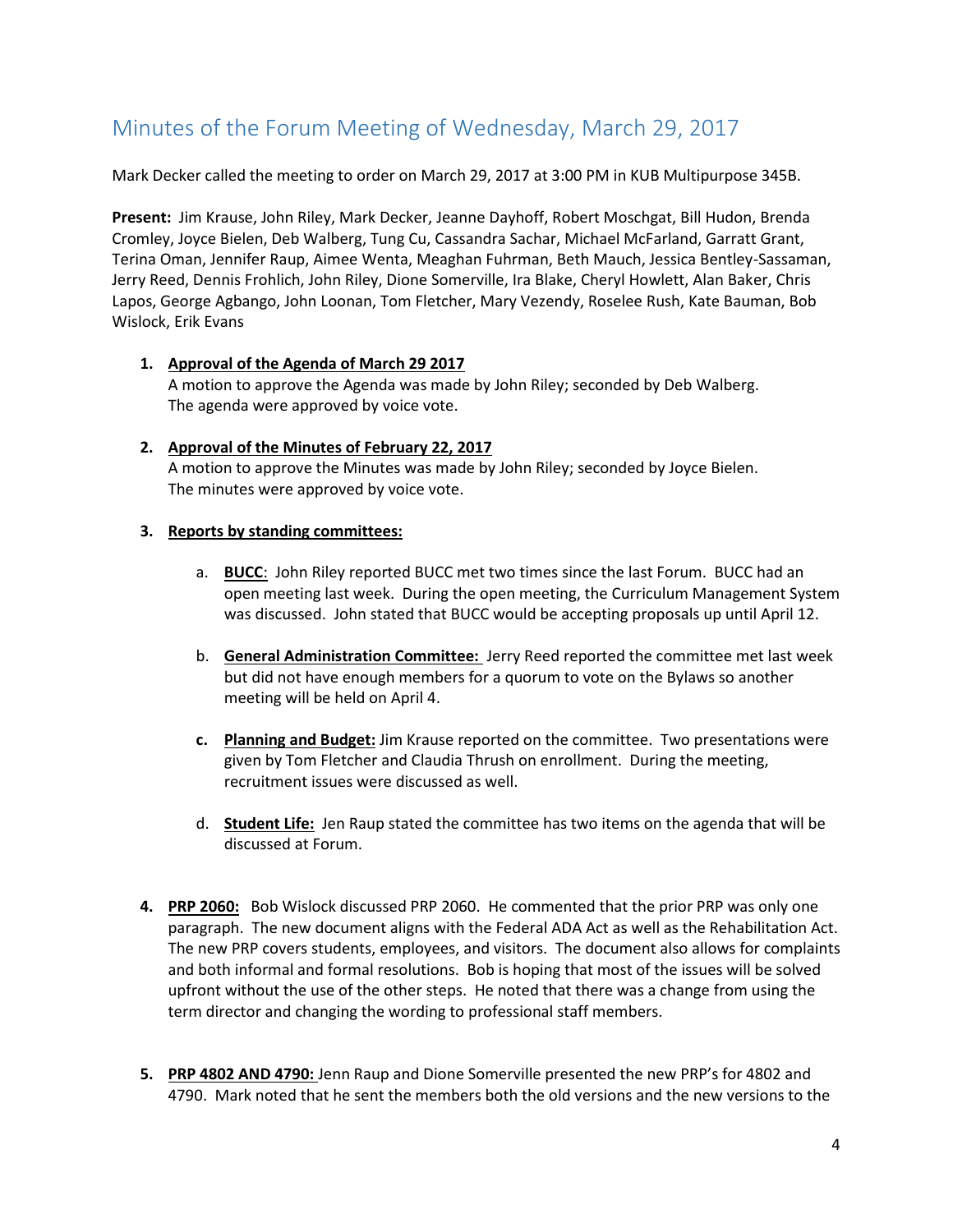## Minutes of the Forum Meeting of Wednesday, March 29, 2017

Mark Decker called the meeting to order on March 29, 2017 at 3:00 PM in KUB Multipurpose 345B.

**Present:** Jim Krause, John Riley, Mark Decker, Jeanne Dayhoff, Robert Moschgat, Bill Hudon, Brenda Cromley, Joyce Bielen, Deb Walberg, Tung Cu, Cassandra Sachar, Michael McFarland, Garratt Grant, Terina Oman, Jennifer Raup, Aimee Wenta, Meaghan Fuhrman, Beth Mauch, Jessica Bentley-Sassaman, Jerry Reed, Dennis Frohlich, John Riley, Dione Somerville, Ira Blake, Cheryl Howlett, Alan Baker, Chris Lapos, George Agbango, John Loonan, Tom Fletcher, Mary Vezendy, Roselee Rush, Kate Bauman, Bob Wislock, Erik Evans

1. **Approval of the Agenda of March 29 2017**
   A motion to approve the Agenda was made by John Riley; seconded by Deb Walberg. The agenda were approved by voice vote.

2. **Approval of the Minutes of February 22, 2017**
   A motion to approve the Minutes was made by John Riley; seconded by Joyce Bielen. The minutes were approved by voice vote.

3. **Reports by standing committees:**

   a. **BUCC**: John Riley reported BUCC met two times since the last Forum. BUCC had an open meeting last week. During the open meeting, the Curriculum Management System was discussed. John stated that BUCC would be accepting proposals up until April 12.

   b. **General Administration Committee:** Jerry Reed reported the committee met last week but did not have enough members for a quorum to vote on the Bylaws so another meeting will be held on April 4.

   c. **Planning and Budget:** Jim Krause reported on the committee. Two presentations were given by Tom Fletcher and Claudia Thrush on enrollment. During the meeting, recruitment issues were discussed as well.

   d. **Student Life:** Jen Raup stated the committee has two items on the agenda that will be discussed at Forum.

4. **PRP 2060:** Bob Wislock discussed PRP 2060. He commented that the prior PRP was only one paragraph. The new document aligns with the Federal ADA Act as well as the Rehabilitation Act. The new PRP covers students, employees, and visitors. The document also allows for complaints and both informal and formal resolutions. Bob is hoping that most of the issues will be solved upfront without the use of the other steps. He noted that there was a change from using the term director and changing the wording to professional staff members.

5. **PRP 4802 AND 4790:** Jenn Raup and Dione Somerville presented the new PRP's for 4802 and 4790. Mark noted that he sent the members both the old versions and the new versions to the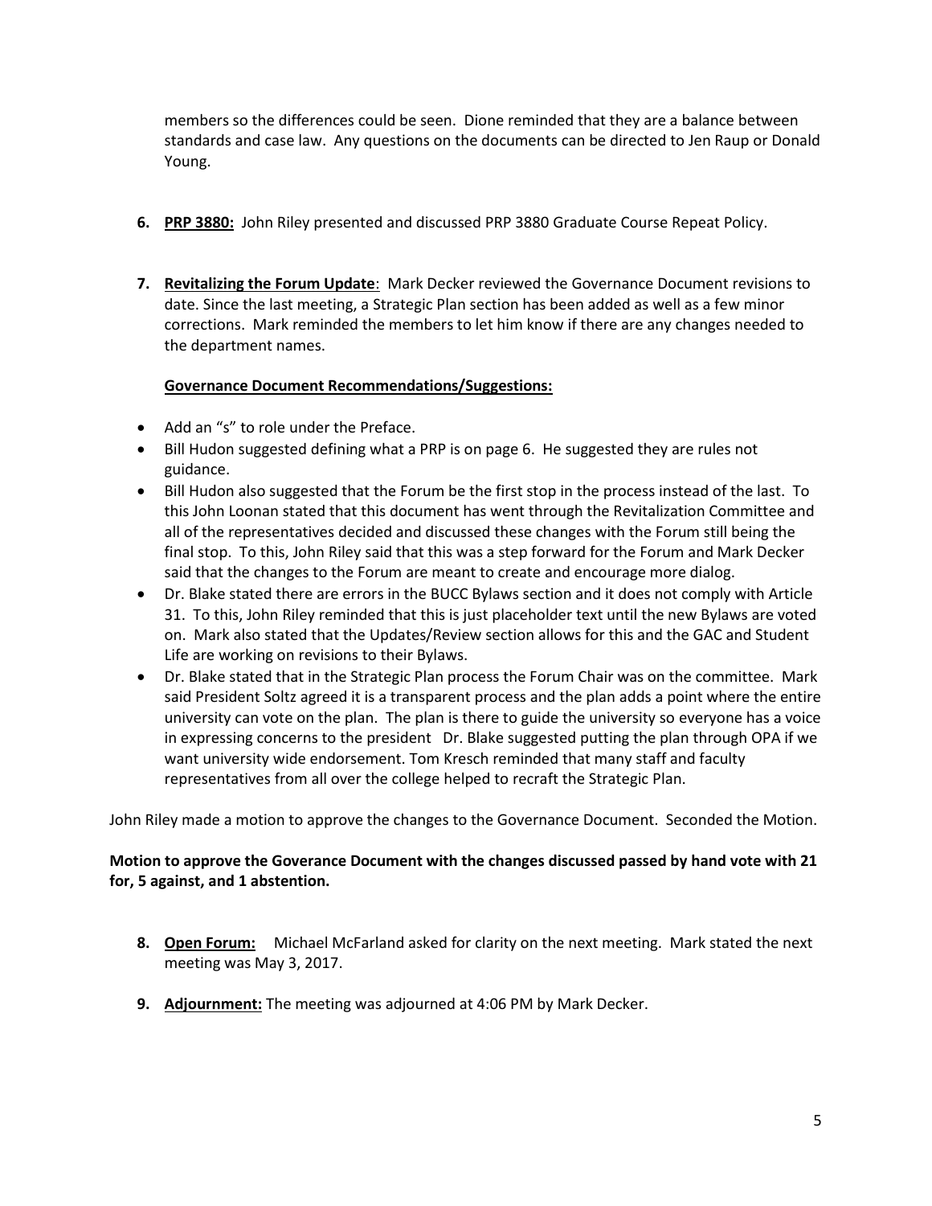members so the differences could be seen. Dione reminded that they are a balance between standards and case law. Any questions on the documents can be directed to Jen Raup or Donald Young.

6. **PRP 3880:** John Riley presented and discussed PRP 3880 Graduate Course Repeat Policy.

7. **Revitalizing the Forum Update**: Mark Decker reviewed the Governance Document revisions to date. Since the last meeting, a Strategic Plan section has been added as well as a few minor corrections. Mark reminded the members to let him know if there are any changes needed to the department names.

   **Governance Document Recommendations/Suggestions:**

- Add an "s" to role under the Preface.
- Bill Hudon suggested defining what a PRP is on page 6. He suggested they are rules not guidance.
- Bill Hudon also suggested that the Forum be the first stop in the process instead of the last. To this John Loonan stated that this document has went through the Revitalization Committee and all of the representatives decided and discussed these changes with the Forum still being the final stop. To this, John Riley said that this was a step forward for the Forum and Mark Decker said that the changes to the Forum are meant to create and encourage more dialog.
- Dr. Blake stated there are errors in the BUCC Bylaws section and it does not comply with Article 31. To this, John Riley reminded that this is just placeholder text until the new Bylaws are voted on. Mark also stated that the Updates/Review section allows for this and the GAC and Student Life are working on revisions to their Bylaws.
- Dr. Blake stated that in the Strategic Plan process the Forum Chair was on the committee. Mark said President Soltz agreed it is a transparent process and the plan adds a point where the entire university can vote on the plan. The plan is there to guide the university so everyone has a voice in expressing concerns to the president Dr. Blake suggested putting the plan through OPA if we want university wide endorsement. Tom Kresch reminded that many staff and faculty representatives from all over the college helped to recraft the Strategic Plan.

John Riley made a motion to approve the changes to the Governance Document. Seconded the Motion.

**Motion to approve the Goverance Document with the changes discussed passed by hand vote with 21 for, 5 against, and 1 abstention.**

8. **Open Forum:** Michael McFarland asked for clarity on the next meeting. Mark stated the next meeting was May 3, 2017.

9. **Adjournment:** The meeting was adjourned at 4:06 PM by Mark Decker.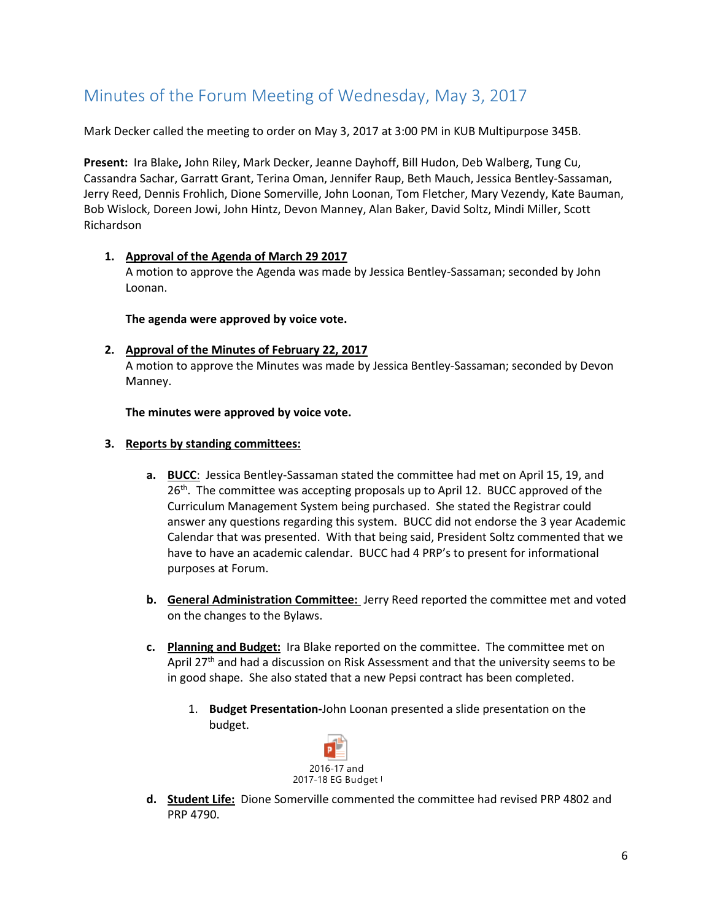## Minutes of the Forum Meeting of Wednesday, May 3, 2017

Mark Decker called the meeting to order on May 3, 2017 at 3:00 PM in KUB Multipurpose 345B.

**Present:** Ira Blake**,** John Riley, Mark Decker, Jeanne Dayhoff, Bill Hudon, Deb Walberg, Tung Cu, Cassandra Sachar, Garratt Grant, Terina Oman, Jennifer Raup, Beth Mauch, Jessica Bentley-Sassaman, Jerry Reed, Dennis Frohlich, Dione Somerville, John Loonan, Tom Fletcher, Mary Vezendy, Kate Bauman, Bob Wislock, Doreen Jowi, John Hintz, Devon Manney, Alan Baker, David Soltz, Mindi Miller, Scott Richardson

1. **Approval of the Agenda of March 29 2017**
   A motion to approve the Agenda was made by Jessica Bentley-Sassaman; seconded by John Loonan.

   **The agenda were approved by voice vote.**

2. **Approval of the Minutes of February 22, 2017**
   A motion to approve the Minutes was made by Jessica Bentley-Sassaman; seconded by Devon Manney.

   **The minutes were approved by voice vote.**

3. **Reports by standing committees:**

   a. **BUCC**: Jessica Bentley-Sassaman stated the committee had met on April 15, 19, and 26th. The committee was accepting proposals up to April 12. BUCC approved of the Curriculum Management System being purchased. She stated the Registrar could answer any questions regarding this system. BUCC did not endorse the 3 year Academic Calendar that was presented. With that being said, President Soltz commented that we have to have an academic calendar. BUCC had 4 PRP's to present for informational purposes at Forum.

   b. **General Administration Committee:** Jerry Reed reported the committee met and voted on the changes to the Bylaws.

   c. **Planning and Budget:** Ira Blake reported on the committee. The committee met on April 27th and had a discussion on Risk Assessment and that the university seems to be in good shape. She also stated that a new Pepsi contract has been completed.

      1. **Budget Presentation-**John Loonan presented a slide presentation on the budget.

         2016-17 and 2017-18 EG Budget

   d. **Student Life:** Dione Somerville commented the committee had revised PRP 4802 and PRP 4790.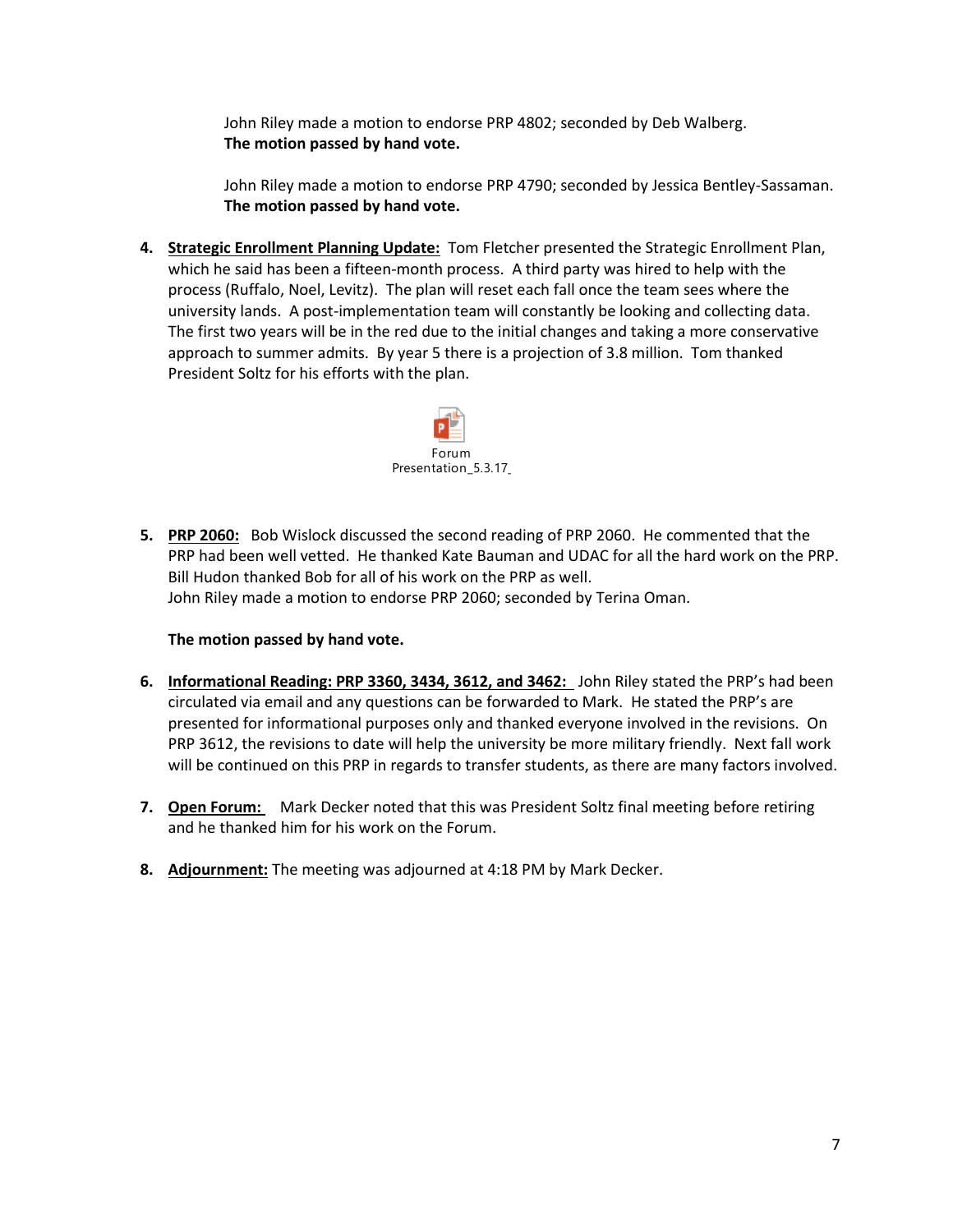John Riley made a motion to endorse PRP 4802; seconded by Deb Walberg.
**The motion passed by hand vote.**

John Riley made a motion to endorse PRP 4790; seconded by Jessica Bentley-Sassaman.
**The motion passed by hand vote.**

4. **Strategic Enrollment Planning Update:** Tom Fletcher presented the Strategic Enrollment Plan, which he said has been a fifteen-month process. A third party was hired to help with the process (Ruffalo, Noel, Levitz). The plan will reset each fall once the team sees where the university lands. A post-implementation team will constantly be looking and collecting data. The first two years will be in the red due to the initial changes and taking a more conservative approach to summer admits. By year 5 there is a projection of 3.8 million. Tom thanked President Soltz for his efforts with the plan.

   Forum Presentation_5.3.17

5. **PRP 2060:** Bob Wislock discussed the second reading of PRP 2060. He commented that the PRP had been well vetted. He thanked Kate Bauman and UDAC for all the hard work on the PRP. Bill Hudon thanked Bob for all of his work on the PRP as well.
   John Riley made a motion to endorse PRP 2060; seconded by Terina Oman.

   **The motion passed by hand vote.**

6. **Informational Reading: PRP 3360, 3434, 3612, and 3462:** John Riley stated the PRP's had been circulated via email and any questions can be forwarded to Mark. He stated the PRP's are presented for informational purposes only and thanked everyone involved in the revisions. On PRP 3612, the revisions to date will help the university be more military friendly. Next fall work will be continued on this PRP in regards to transfer students, as there are many factors involved.

7. **Open Forum:** Mark Decker noted that this was President Soltz final meeting before retiring and he thanked him for his work on the Forum.

8. **Adjournment:** The meeting was adjourned at 4:18 PM by Mark Decker.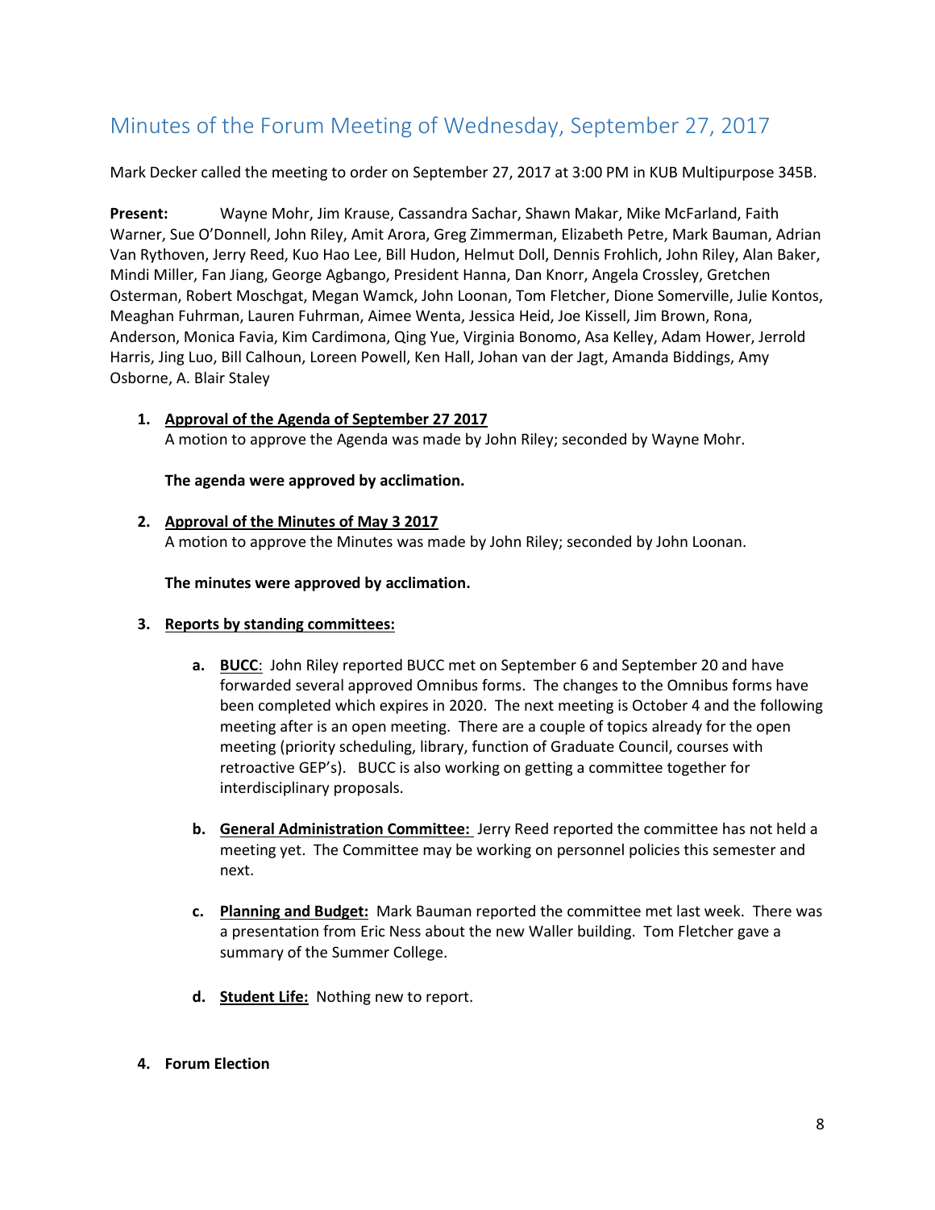## Minutes of the Forum Meeting of Wednesday, September 27, 2017

Mark Decker called the meeting to order on September 27, 2017 at 3:00 PM in KUB Multipurpose 345B.

**Present:** Wayne Mohr, Jim Krause, Cassandra Sachar, Shawn Makar, Mike McFarland, Faith Warner, Sue O'Donnell, John Riley, Amit Arora, Greg Zimmerman, Elizabeth Petre, Mark Bauman, Adrian Van Rythoven, Jerry Reed, Kuo Hao Lee, Bill Hudon, Helmut Doll, Dennis Frohlich, John Riley, Alan Baker, Mindi Miller, Fan Jiang, George Agbango, President Hanna, Dan Knorr, Angela Crossley, Gretchen Osterman, Robert Moschgat, Megan Wamck, John Loonan, Tom Fletcher, Dione Somerville, Julie Kontos, Meaghan Fuhrman, Lauren Fuhrman, Aimee Wenta, Jessica Heid, Joe Kissell, Jim Brown, Rona, Anderson, Monica Favia, Kim Cardimona, Qing Yue, Virginia Bonomo, Asa Kelley, Adam Hower, Jerrold Harris, Jing Luo, Bill Calhoun, Loreen Powell, Ken Hall, Johan van der Jagt, Amanda Biddings, Amy Osborne, A. Blair Staley

1. **Approval of the Agenda of September 27 2017**
   A motion to approve the Agenda was made by John Riley; seconded by Wayne Mohr.

   **The agenda were approved by acclimation.**

2. **Approval of the Minutes of May 3 2017**
   A motion to approve the Minutes was made by John Riley; seconded by John Loonan.

   **The minutes were approved by acclimation.**

3. **Reports by standing committees:**

   a. **BUCC**: John Riley reported BUCC met on September 6 and September 20 and have forwarded several approved Omnibus forms. The changes to the Omnibus forms have been completed which expires in 2020. The next meeting is October 4 and the following meeting after is an open meeting. There are a couple of topics already for the open meeting (priority scheduling, library, function of Graduate Council, courses with retroactive GEP's). BUCC is also working on getting a committee together for interdisciplinary proposals.

   b. **General Administration Committee:** Jerry Reed reported the committee has not held a meeting yet. The Committee may be working on personnel policies this semester and next.

   c. **Planning and Budget:** Mark Bauman reported the committee met last week. There was a presentation from Eric Ness about the new Waller building. Tom Fletcher gave a summary of the Summer College.

   d. **Student Life:** Nothing new to report.

4. **Forum Election**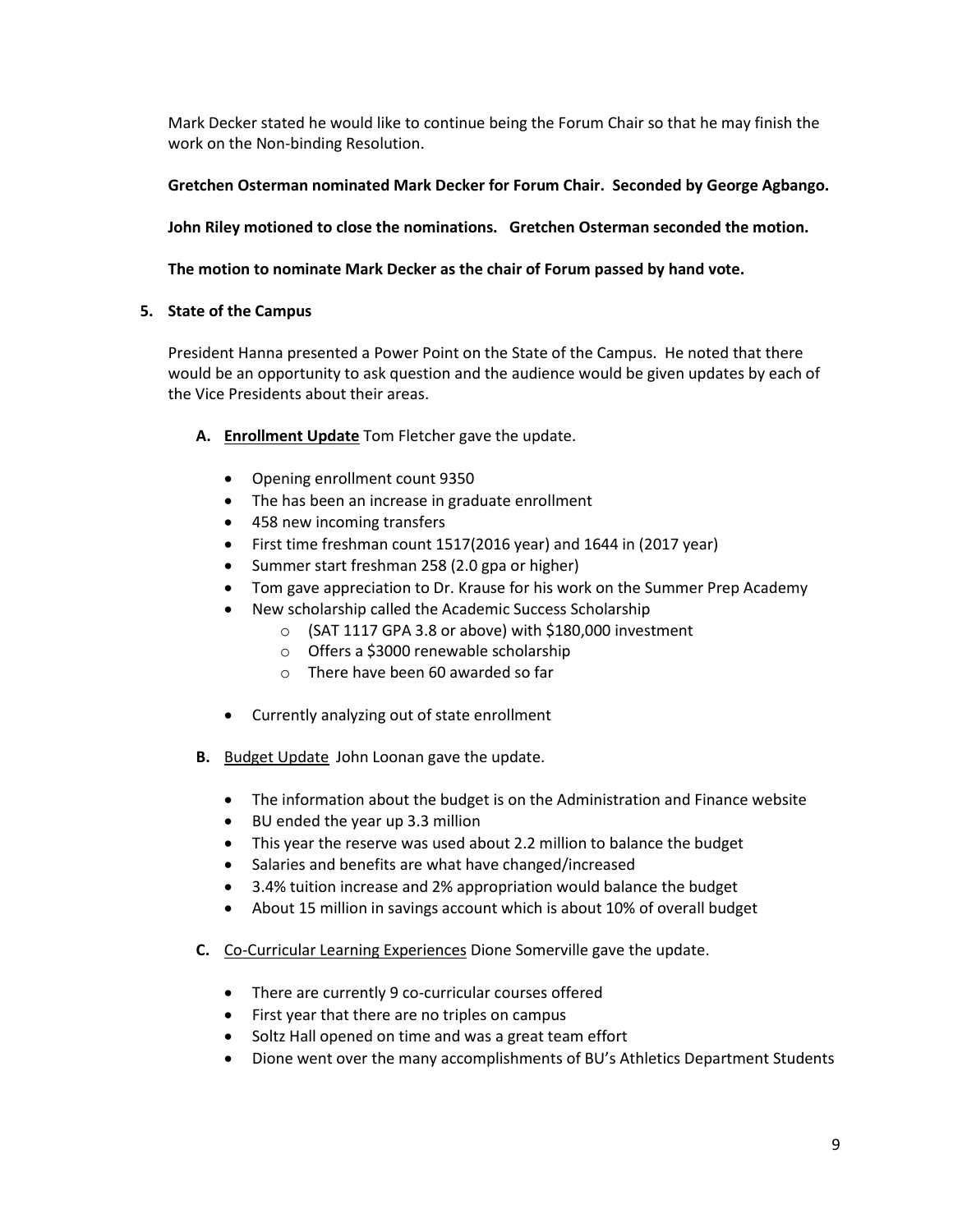Mark Decker stated he would like to continue being the Forum Chair so that he may finish the work on the Non-binding Resolution.

**Gretchen Osterman nominated Mark Decker for Forum Chair. Seconded by George Agbango.**

**John Riley motioned to close the nominations. Gretchen Osterman seconded the motion.**

**The motion to nominate Mark Decker as the chair of Forum passed by hand vote.**

**5. State of the Campus**

President Hanna presented a Power Point on the State of the Campus. He noted that there would be an opportunity to ask question and the audience would be given updates by each of the Vice Presidents about their areas.

**A.** **<u>Enrollment Update</u>** Tom Fletcher gave the update.

- Opening enrollment count 9350
- The has been an increase in graduate enrollment
- 458 new incoming transfers
- First time freshman count 1517(2016 year) and 1644 in (2017 year)
- Summer start freshman 258 (2.0 gpa or higher)
- Tom gave appreciation to Dr. Krause for his work on the Summer Prep Academy
- New scholarship called the Academic Success Scholarship
  - (SAT 1117 GPA 3.8 or above) with $180,000 investment
  - Offers a $3000 renewable scholarship
  - There have been 60 awarded so far
- Currently analyzing out of state enrollment

**B.** <u>Budget Update</u> John Loonan gave the update.

- The information about the budget is on the Administration and Finance website
- BU ended the year up 3.3 million
- This year the reserve was used about 2.2 million to balance the budget
- Salaries and benefits are what have changed/increased
- 3.4% tuition increase and 2% appropriation would balance the budget
- About 15 million in savings account which is about 10% of overall budget

**C.** <u>Co-Curricular Learning Experiences</u> Dione Somerville gave the update.

- There are currently 9 co-curricular courses offered
- First year that there are no triples on campus
- Soltz Hall opened on time and was a great team effort
- Dione went over the many accomplishments of BU's Athletics Department Students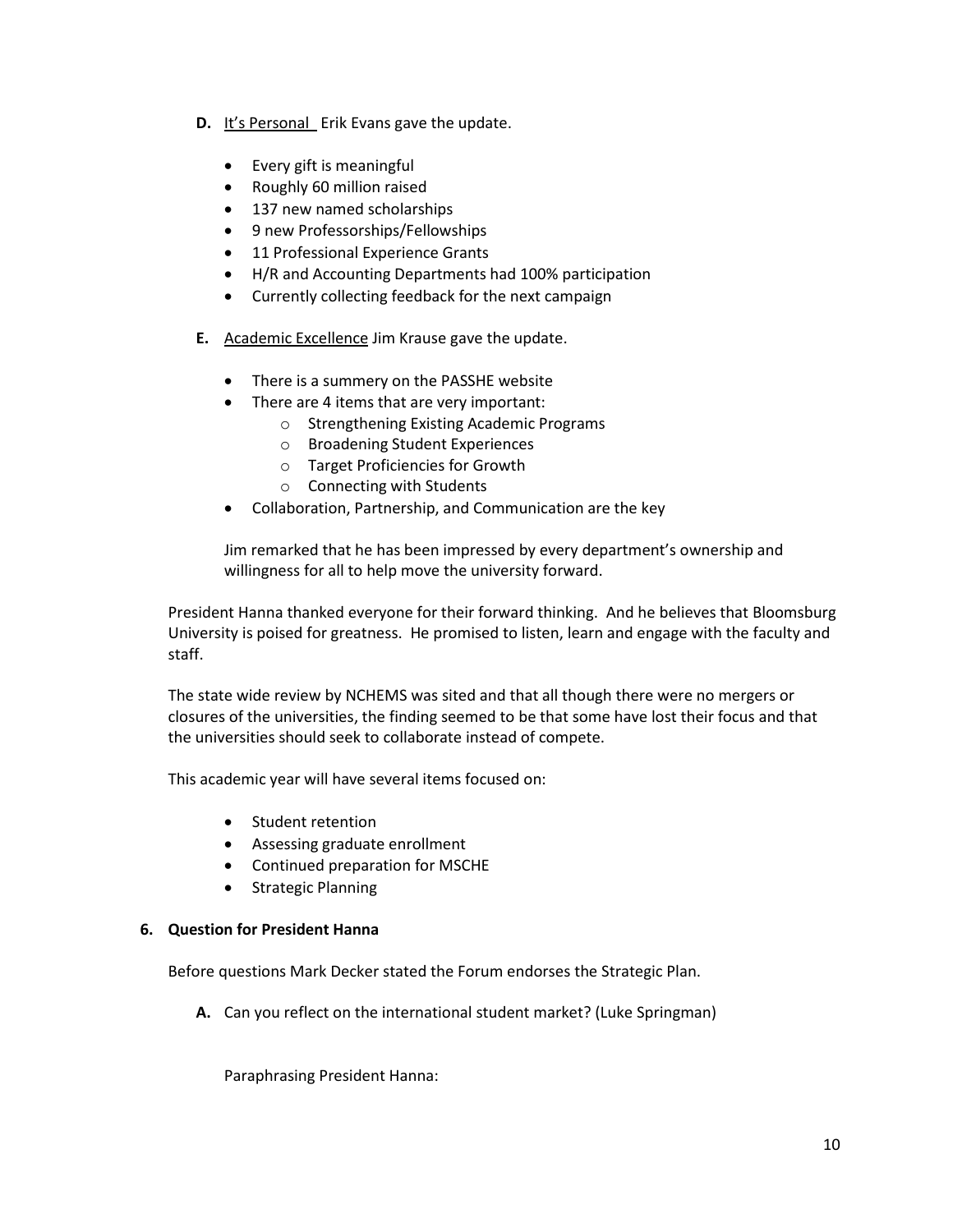**D.** <u>It's Personal</u> Erik Evans gave the update.

- Every gift is meaningful
- Roughly 60 million raised
- 137 new named scholarships
- 9 new Professorships/Fellowships
- 11 Professional Experience Grants
- H/R and Accounting Departments had 100% participation
- Currently collecting feedback for the next campaign

**E.** <u>Academic Excellence</u> Jim Krause gave the update.

- There is a summery on the PASSHE website
- There are 4 items that are very important:
  - Strengthening Existing Academic Programs
  - Broadening Student Experiences
  - Target Proficiencies for Growth
  - Connecting with Students
- Collaboration, Partnership, and Communication are the key

Jim remarked that he has been impressed by every department's ownership and willingness for all to help move the university forward.

President Hanna thanked everyone for their forward thinking. And he believes that Bloomsburg University is poised for greatness. He promised to listen, learn and engage with the faculty and staff.

The state wide review by NCHEMS was sited and that all though there were no mergers or closures of the universities, the finding seemed to be that some have lost their focus and that the universities should seek to collaborate instead of compete.

This academic year will have several items focused on:

- Student retention
- Assessing graduate enrollment
- Continued preparation for MSCHE
- Strategic Planning

**6. Question for President Hanna**

Before questions Mark Decker stated the Forum endorses the Strategic Plan.

**A.** Can you reflect on the international student market? (Luke Springman)

Paraphrasing President Hanna: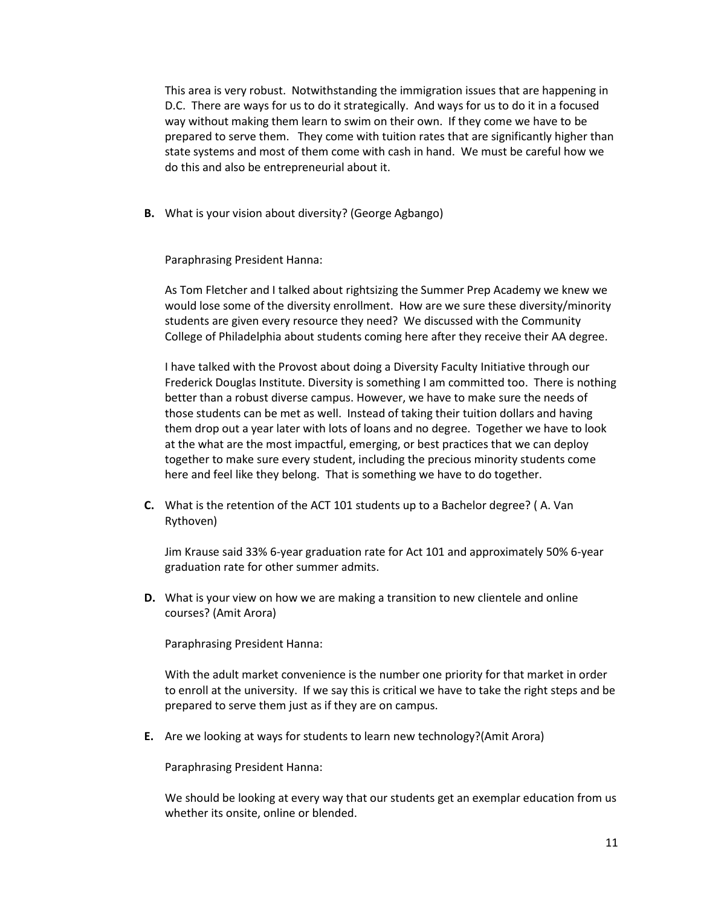This area is very robust. Notwithstanding the immigration issues that are happening in D.C. There are ways for us to do it strategically. And ways for us to do it in a focused way without making them learn to swim on their own. If they come we have to be prepared to serve them. They come with tuition rates that are significantly higher than state systems and most of them come with cash in hand. We must be careful how we do this and also be entrepreneurial about it.

**B.** What is your vision about diversity? (George Agbango)

Paraphrasing President Hanna:

As Tom Fletcher and I talked about rightsizing the Summer Prep Academy we knew we would lose some of the diversity enrollment. How are we sure these diversity/minority students are given every resource they need? We discussed with the Community College of Philadelphia about students coming here after they receive their AA degree.

I have talked with the Provost about doing a Diversity Faculty Initiative through our Frederick Douglas Institute. Diversity is something I am committed too. There is nothing better than a robust diverse campus. However, we have to make sure the needs of those students can be met as well. Instead of taking their tuition dollars and having them drop out a year later with lots of loans and no degree. Together we have to look at the what are the most impactful, emerging, or best practices that we can deploy together to make sure every student, including the precious minority students come here and feel like they belong. That is something we have to do together.

**C.** What is the retention of the ACT 101 students up to a Bachelor degree? ( A. Van Rythoven)

Jim Krause said 33% 6-year graduation rate for Act 101 and approximately 50% 6-year graduation rate for other summer admits.

**D.** What is your view on how we are making a transition to new clientele and online courses? (Amit Arora)

Paraphrasing President Hanna:

With the adult market convenience is the number one priority for that market in order to enroll at the university. If we say this is critical we have to take the right steps and be prepared to serve them just as if they are on campus.

**E.** Are we looking at ways for students to learn new technology?(Amit Arora)

Paraphrasing President Hanna:

We should be looking at every way that our students get an exemplar education from us whether its onsite, online or blended.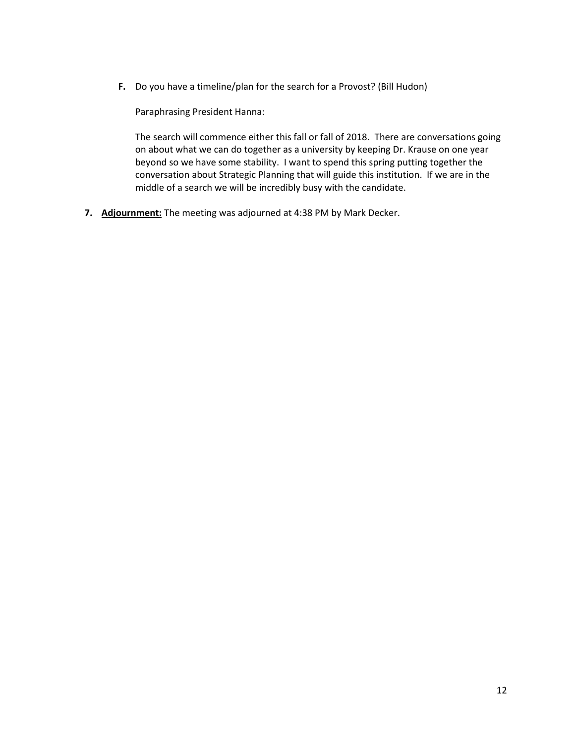**F.** Do you have a timeline/plan for the search for a Provost? (Bill Hudon)

Paraphrasing President Hanna:

The search will commence either this fall or fall of 2018. There are conversations going on about what we can do together as a university by keeping Dr. Krause on one year beyond so we have some stability. I want to spend this spring putting together the conversation about Strategic Planning that will guide this institution. If we are in the middle of a search we will be incredibly busy with the candidate.

**7.** **Adjournment:** The meeting was adjourned at 4:38 PM by Mark Decker.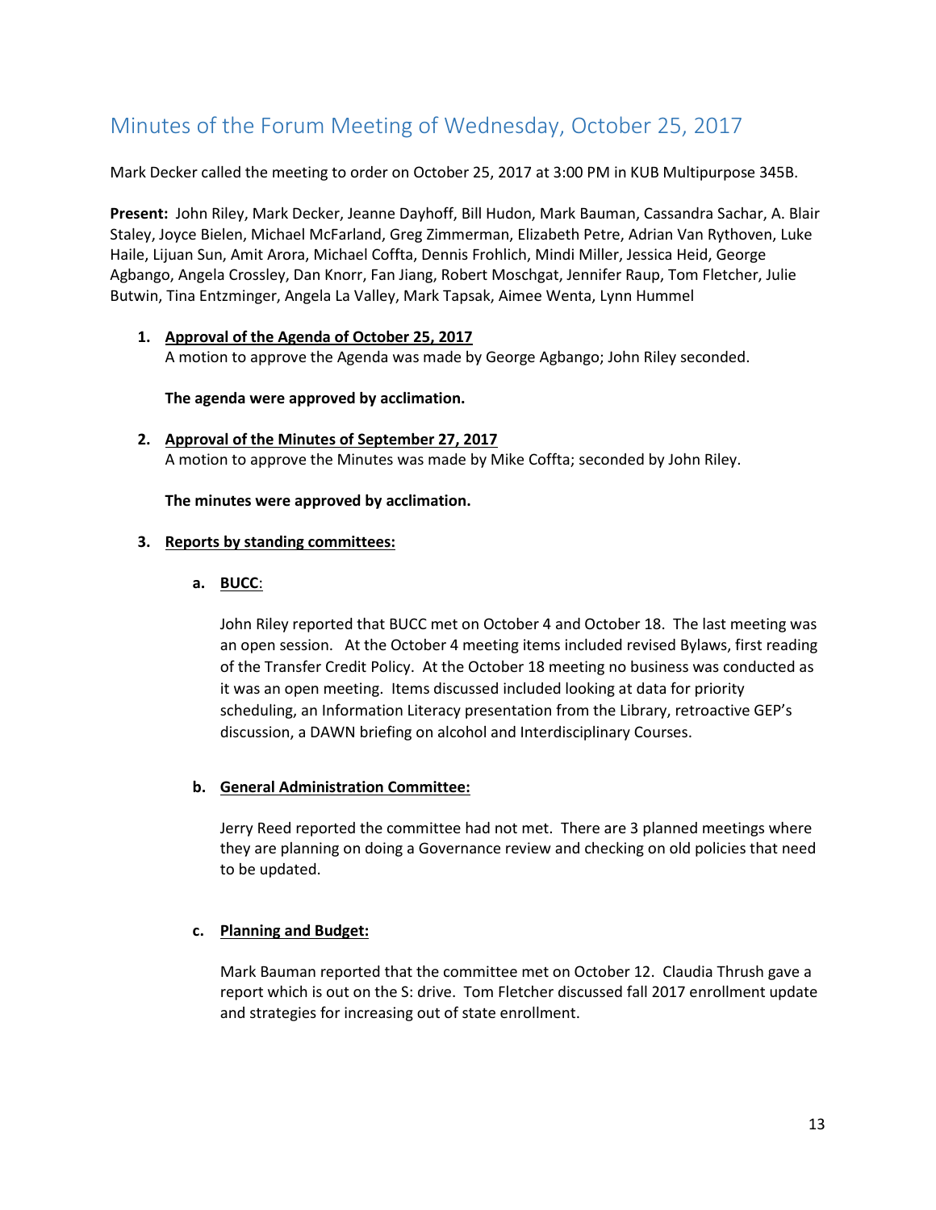# Minutes of the Forum Meeting of Wednesday, October 25, 2017

Mark Decker called the meeting to order on October 25, 2017 at 3:00 PM in KUB Multipurpose 345B.

**Present:** John Riley, Mark Decker, Jeanne Dayhoff, Bill Hudon, Mark Bauman, Cassandra Sachar, A. Blair Staley, Joyce Bielen, Michael McFarland, Greg Zimmerman, Elizabeth Petre, Adrian Van Rythoven, Luke Haile, Lijuan Sun, Amit Arora, Michael Coffta, Dennis Frohlich, Mindi Miller, Jessica Heid, George Agbango, Angela Crossley, Dan Knorr, Fan Jiang, Robert Moschgat, Jennifer Raup, Tom Fletcher, Julie Butwin, Tina Entzminger, Angela La Valley, Mark Tapsak, Aimee Wenta, Lynn Hummel

1. **Approval of the Agenda of October 25, 2017**
   A motion to approve the Agenda was made by George Agbango; John Riley seconded.

   **The agenda were approved by acclimation.**

2. **Approval of the Minutes of September 27, 2017**
   A motion to approve the Minutes was made by Mike Coffta; seconded by John Riley.

   **The minutes were approved by acclimation.**

3. **Reports by standing committees:**

   a. **BUCC**:

      John Riley reported that BUCC met on October 4 and October 18. The last meeting was an open session. At the October 4 meeting items included revised Bylaws, first reading of the Transfer Credit Policy. At the October 18 meeting no business was conducted as it was an open meeting. Items discussed included looking at data for priority scheduling, an Information Literacy presentation from the Library, retroactive GEP's discussion, a DAWN briefing on alcohol and Interdisciplinary Courses.

   b. **General Administration Committee:**

      Jerry Reed reported the committee had not met. There are 3 planned meetings where they are planning on doing a Governance review and checking on old policies that need to be updated.

   c. **Planning and Budget:**

      Mark Bauman reported that the committee met on October 12. Claudia Thrush gave a report which is out on the S: drive. Tom Fletcher discussed fall 2017 enrollment update and strategies for increasing out of state enrollment.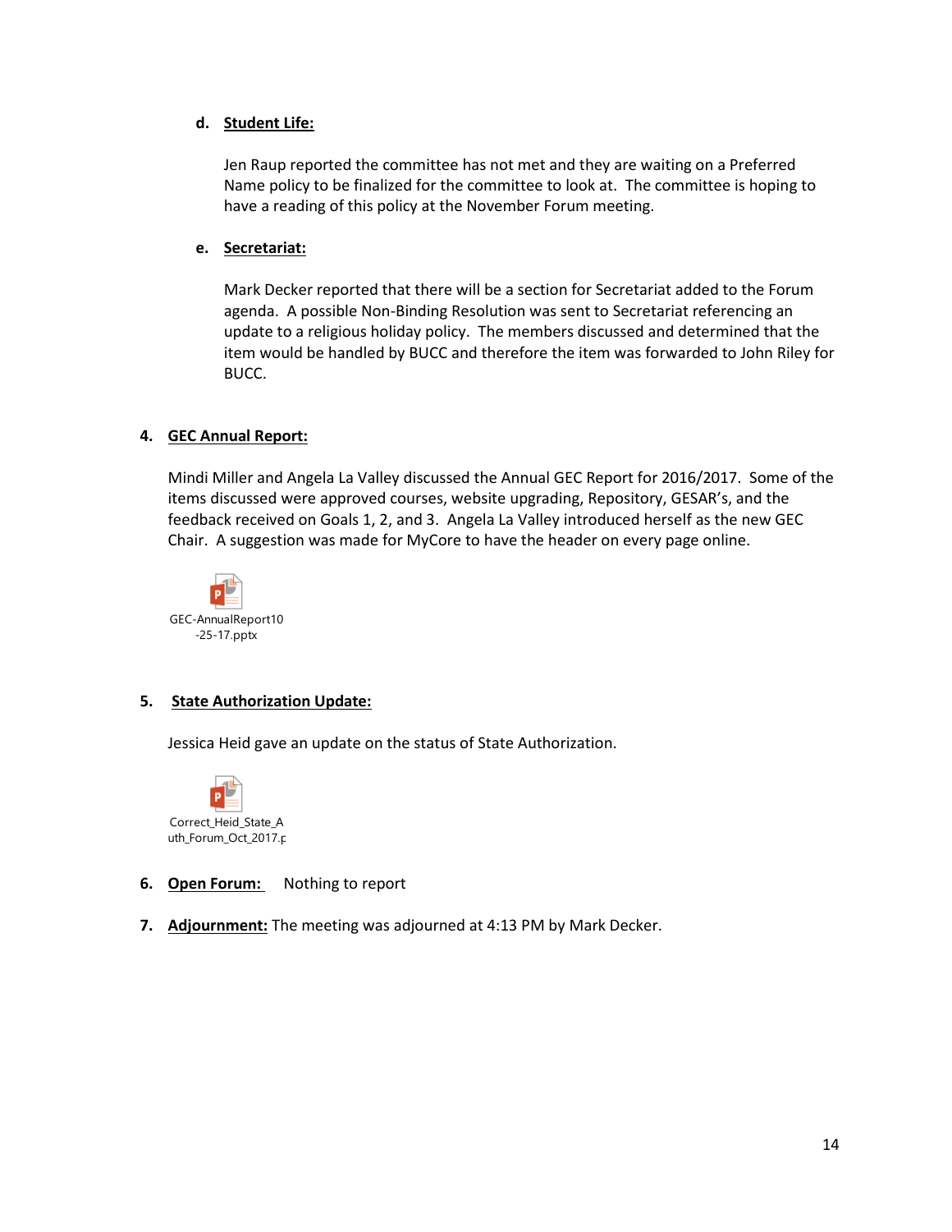d. **Student Life:**

Jen Raup reported the committee has not met and they are waiting on a Preferred Name policy to be finalized for the committee to look at. The committee is hoping to have a reading of this policy at the November Forum meeting.

e. **Secretariat:**

Mark Decker reported that there will be a section for Secretariat added to the Forum agenda. A possible Non-Binding Resolution was sent to Secretariat referencing an update to a religious holiday policy. The members discussed and determined that the item would be handled by BUCC and therefore the item was forwarded to John Riley for BUCC.

4. **GEC Annual Report:**

Mindi Miller and Angela La Valley discussed the Annual GEC Report for 2016/2017. Some of the items discussed were approved courses, website upgrading, Repository, GESAR's, and the feedback received on Goals 1, 2, and 3. Angela La Valley introduced herself as the new GEC Chair. A suggestion was made for MyCore to have the header on every page online.

GEC-AnnualReport10-25-17.pptx

5. **State Authorization Update:**

Jessica Heid gave an update on the status of State Authorization.

Correct_Heid_State_Auth_Forum_Oct_2017.p

6. **Open Forum:** Nothing to report

7. **Adjournment:** The meeting was adjourned at 4:13 PM by Mark Decker.